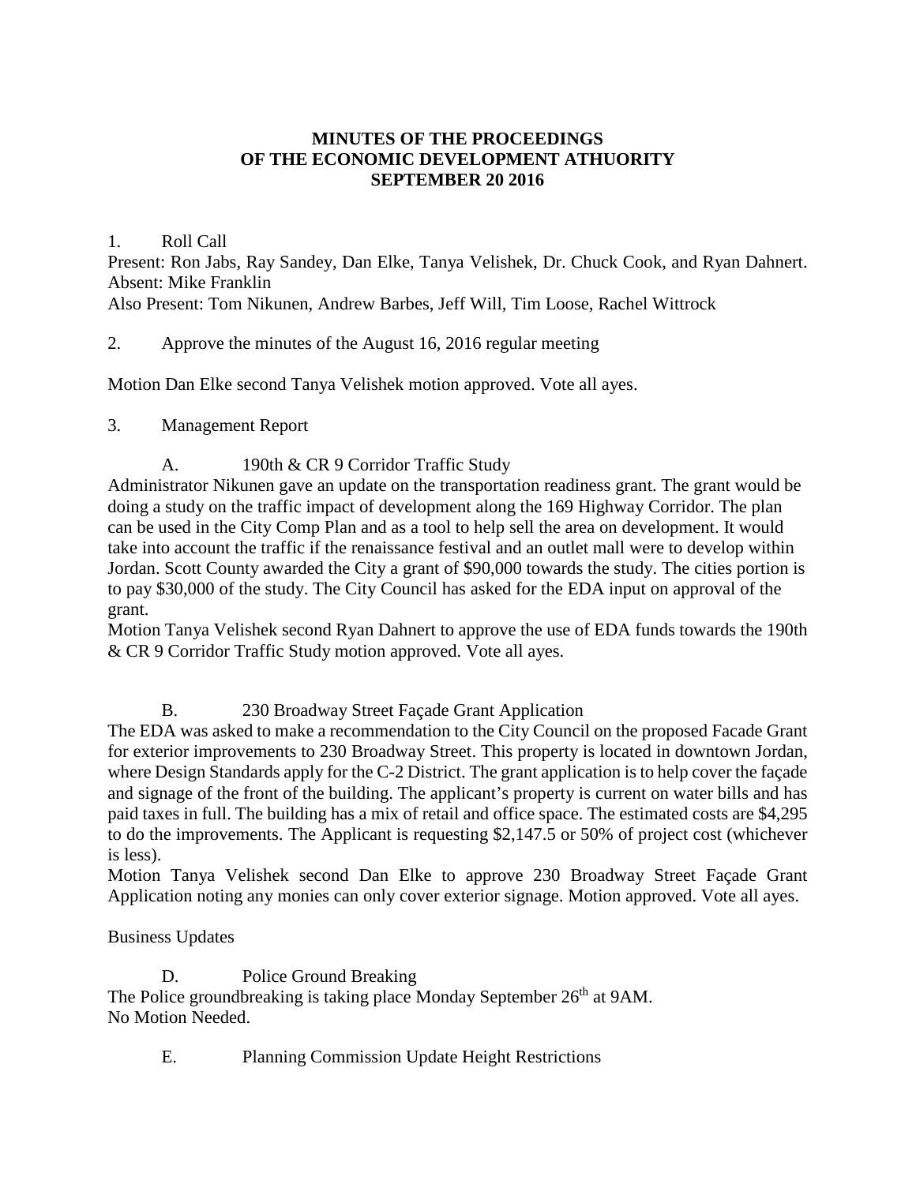# MINUTES OF THE PROCEEDINGS
# OF THE ECONOMIC DEVELOPMENT ATHUORITY
# SEPTEMBER 20 2016

1. Roll Call

Present: Ron Jabs, Ray Sandey, Dan Elke, Tanya Velishek, Dr. Chuck Cook, and Ryan Dahnert.
Absent: Mike Franklin
Also Present: Tom Nikunen, Andrew Barbes, Jeff Will, Tim Loose, Rachel Wittrock

2. Approve the minutes of the August 16, 2016 regular meeting

Motion Dan Elke second Tanya Velishek motion approved. Vote all ayes.

3. Management Report

A. 190th & CR 9 Corridor Traffic Study

Administrator Nikunen gave an update on the transportation readiness grant. The grant would be doing a study on the traffic impact of development along the 169 Highway Corridor. The plan can be used in the City Comp Plan and as a tool to help sell the area on development. It would take into account the traffic if the renaissance festival and an outlet mall were to develop within Jordan. Scott County awarded the City a grant of $90,000 towards the study. The cities portion is to pay $30,000 of the study. The City Council has asked for the EDA input on approval of the grant.

Motion Tanya Velishek second Ryan Dahnert to approve the use of EDA funds towards the 190th & CR 9 Corridor Traffic Study motion approved. Vote all ayes.

B. 230 Broadway Street Façade Grant Application

The EDA was asked to make a recommendation to the City Council on the proposed Facade Grant for exterior improvements to 230 Broadway Street. This property is located in downtown Jordan, where Design Standards apply for the C-2 District. The grant application is to help cover the façade and signage of the front of the building. The applicant's property is current on water bills and has paid taxes in full. The building has a mix of retail and office space. The estimated costs are $4,295 to do the improvements. The Applicant is requesting $2,147.5 or 50% of project cost (whichever is less).

Motion Tanya Velishek second Dan Elke to approve 230 Broadway Street Façade Grant Application noting any monies can only cover exterior signage. Motion approved. Vote all ayes.

Business Updates

D. Police Ground Breaking

The Police groundbreaking is taking place Monday September 26th at 9AM.
No Motion Needed.

E. Planning Commission Update Height Restrictions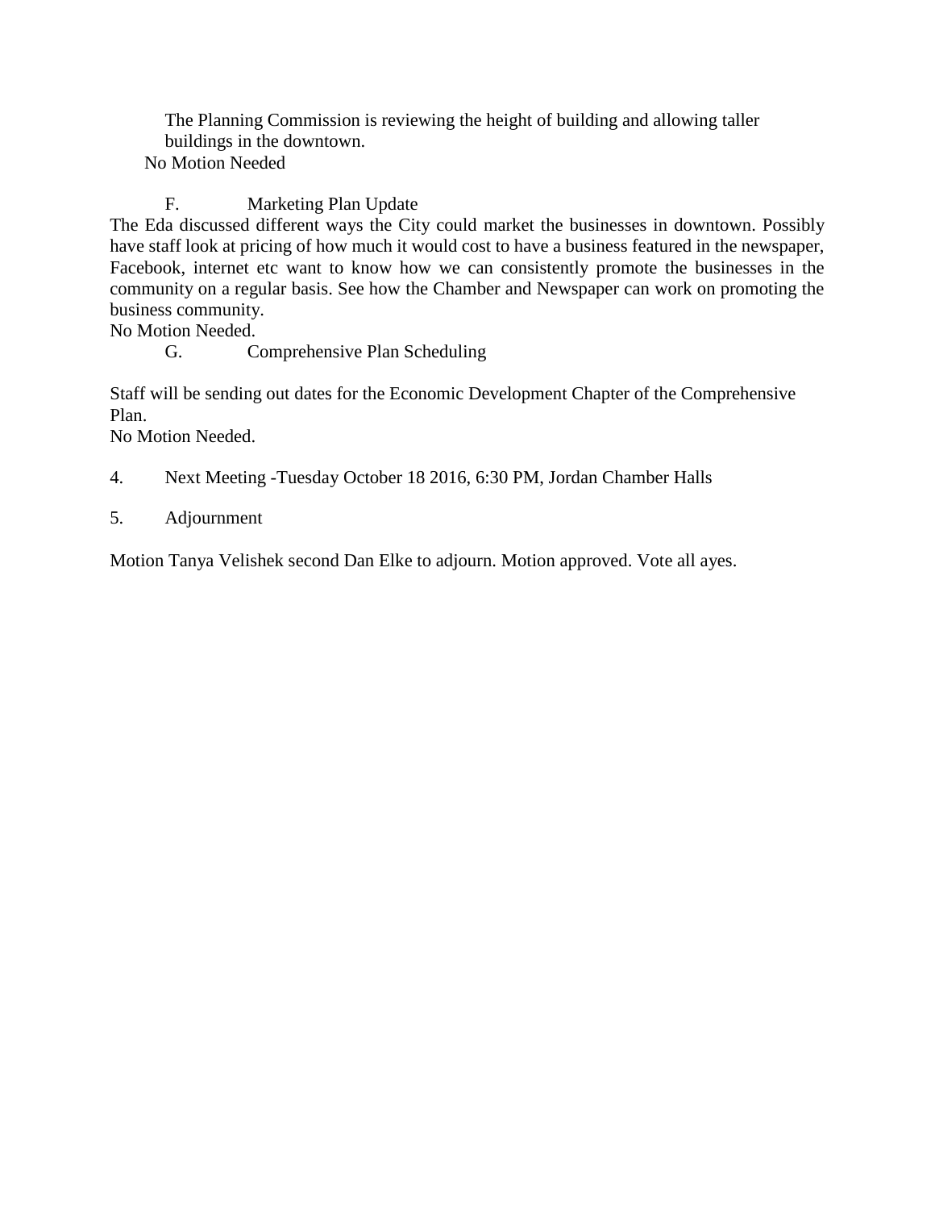The Planning Commission is reviewing the height of building and allowing taller buildings in the downtown.

No Motion Needed

F. Marketing Plan Update

The Eda discussed different ways the City could market the businesses in downtown. Possibly have staff look at pricing of how much it would cost to have a business featured in the newspaper, Facebook, internet etc want to know how we can consistently promote the businesses in the community on a regular basis. See how the Chamber and Newspaper can work on promoting the business community.

No Motion Needed.

G. Comprehensive Plan Scheduling

Staff will be sending out dates for the Economic Development Chapter of the Comprehensive Plan.

No Motion Needed.

4. Next Meeting -Tuesday October 18 2016, 6:30 PM, Jordan Chamber Halls

5. Adjournment

Motion Tanya Velishek second Dan Elke to adjourn. Motion approved. Vote all ayes.